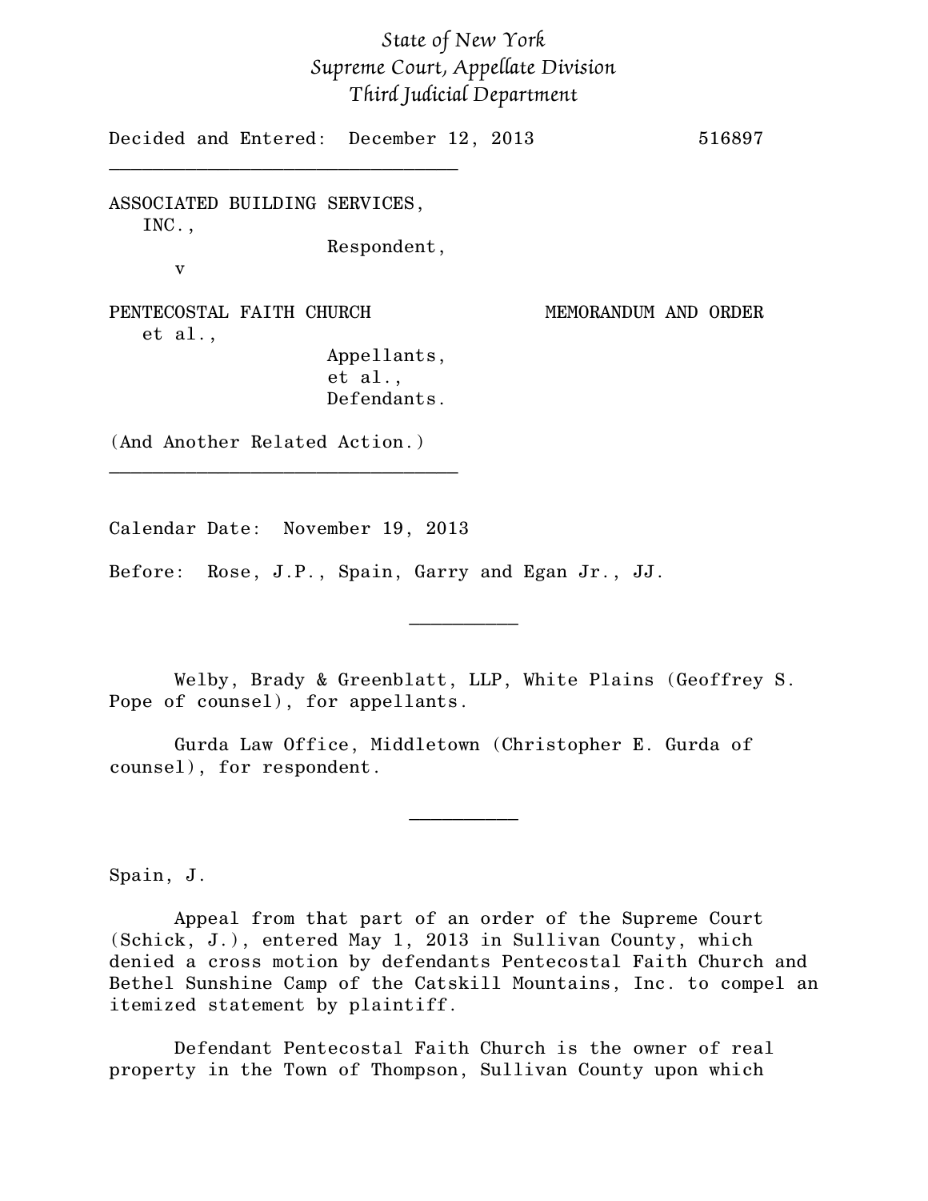*State of New York*
*Supreme Court, Appellate Division*
*Third Judicial Department*

Decided and Entered: December 12, 2013 516897

---

ASSOCIATED BUILDING SERVICES, INC.,
Respondent,

v

PENTECOSTAL FAITH CHURCH et al.,
Appellants,
et al.,
Defendants.

MEMORANDUM AND ORDER

(And Another Related Action.)

---

Calendar Date: November 19, 2013

Before: Rose, J.P., Spain, Garry and Egan Jr., JJ.

---

Welby, Brady & Greenblatt, LLP, White Plains (Geoffrey S. Pope of counsel), for appellants.

Gurda Law Office, Middletown (Christopher E. Gurda of counsel), for respondent.

---

Spain, J.

Appeal from that part of an order of the Supreme Court (Schick, J.), entered May 1, 2013 in Sullivan County, which denied a cross motion by defendants Pentecostal Faith Church and Bethel Sunshine Camp of the Catskill Mountains, Inc. to compel an itemized statement by plaintiff.

Defendant Pentecostal Faith Church is the owner of real property in the Town of Thompson, Sullivan County upon which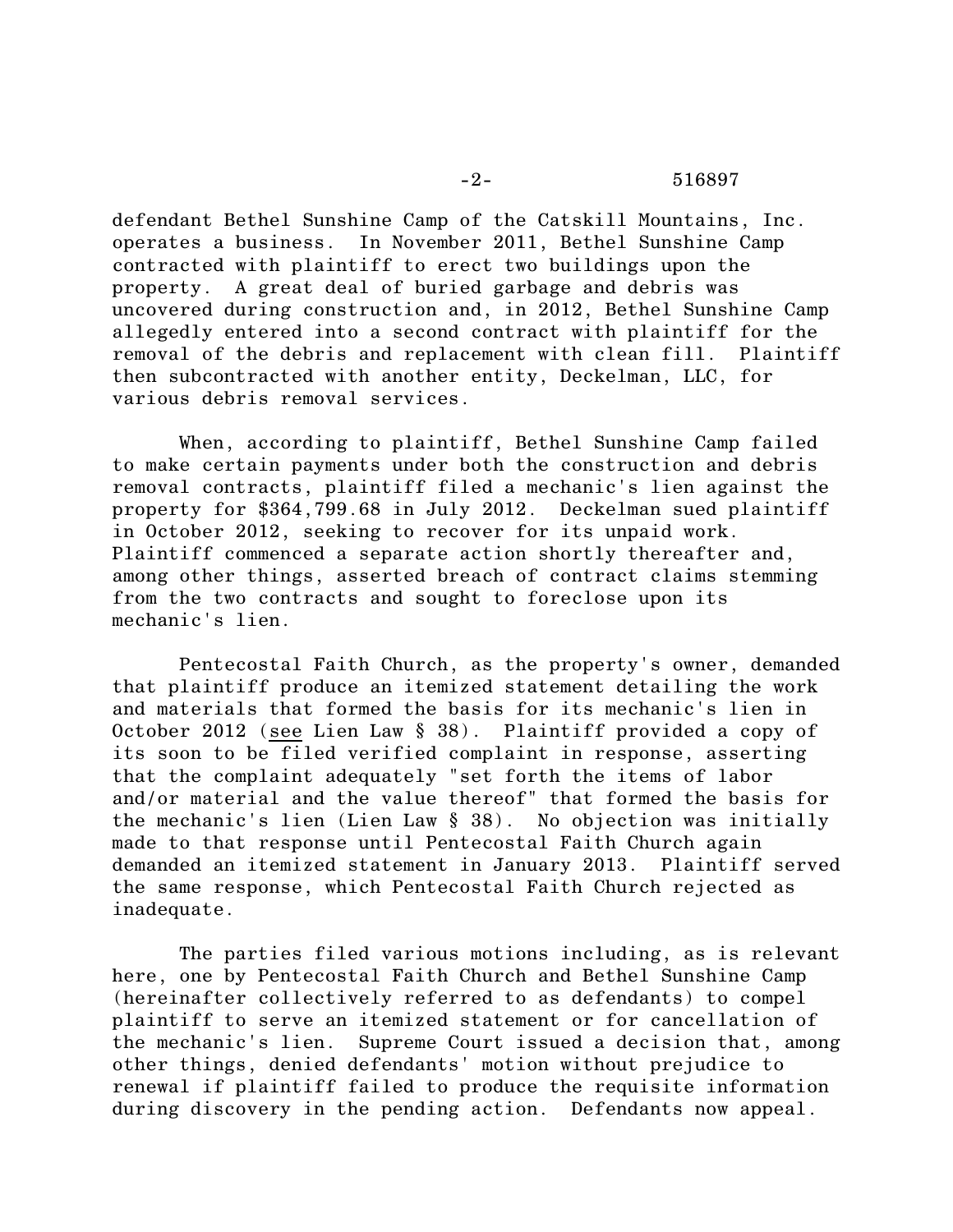defendant Bethel Sunshine Camp of the Catskill Mountains, Inc. operates a business. In November 2011, Bethel Sunshine Camp contracted with plaintiff to erect two buildings upon the property. A great deal of buried garbage and debris was uncovered during construction and, in 2012, Bethel Sunshine Camp allegedly entered into a second contract with plaintiff for the removal of the debris and replacement with clean fill. Plaintiff then subcontracted with another entity, Deckelman, LLC, for various debris removal services.

When, according to plaintiff, Bethel Sunshine Camp failed to make certain payments under both the construction and debris removal contracts, plaintiff filed a mechanic's lien against the property for $364,799.68 in July 2012. Deckelman sued plaintiff in October 2012, seeking to recover for its unpaid work. Plaintiff commenced a separate action shortly thereafter and, among other things, asserted breach of contract claims stemming from the two contracts and sought to foreclose upon its mechanic's lien.

Pentecostal Faith Church, as the property's owner, demanded that plaintiff produce an itemized statement detailing the work and materials that formed the basis for its mechanic's lien in October 2012 (see Lien Law § 38). Plaintiff provided a copy of its soon to be filed verified complaint in response, asserting that the complaint adequately "set forth the items of labor and/or material and the value thereof" that formed the basis for the mechanic's lien (Lien Law § 38). No objection was initially made to that response until Pentecostal Faith Church again demanded an itemized statement in January 2013. Plaintiff served the same response, which Pentecostal Faith Church rejected as inadequate.

The parties filed various motions including, as is relevant here, one by Pentecostal Faith Church and Bethel Sunshine Camp (hereinafter collectively referred to as defendants) to compel plaintiff to serve an itemized statement or for cancellation of the mechanic's lien. Supreme Court issued a decision that, among other things, denied defendants' motion without prejudice to renewal if plaintiff failed to produce the requisite information during discovery in the pending action. Defendants now appeal.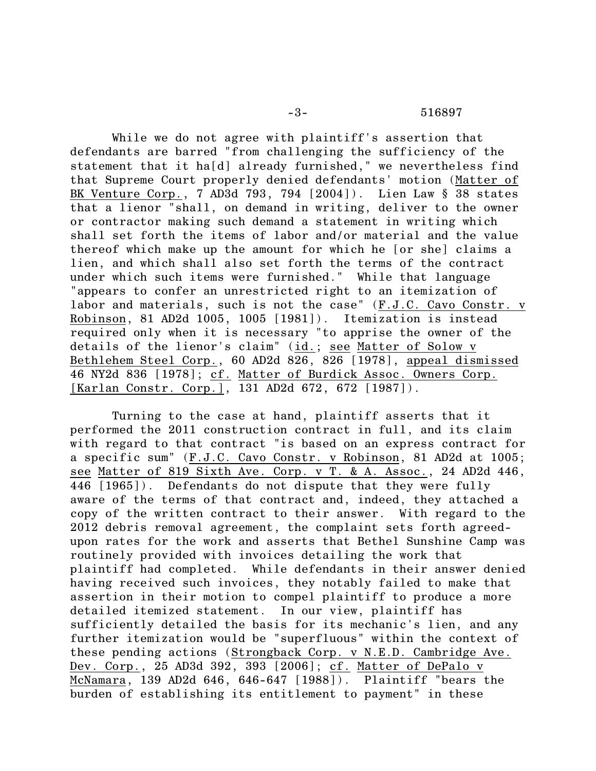While we do not agree with plaintiff's assertion that defendants are barred "from challenging the sufficiency of the statement that it ha[d] already furnished," we nevertheless find that Supreme Court properly denied defendants' motion (Matter of BK Venture Corp., 7 AD3d 793, 794 [2004]). Lien Law § 38 states that a lienor "shall, on demand in writing, deliver to the owner or contractor making such demand a statement in writing which shall set forth the items of labor and/or material and the value thereof which make up the amount for which he [or she] claims a lien, and which shall also set forth the terms of the contract under which such items were furnished." While that language "appears to confer an unrestricted right to an itemization of labor and materials, such is not the case" (F.J.C. Cavo Constr. v Robinson, 81 AD2d 1005, 1005 [1981]). Itemization is instead required only when it is necessary "to apprise the owner of the details of the lienor's claim" (id.; see Matter of Solow v Bethlehem Steel Corp., 60 AD2d 826, 826 [1978], appeal dismissed 46 NY2d 836 [1978]; cf. Matter of Burdick Assoc. Owners Corp. [Karlan Constr. Corp.], 131 AD2d 672, 672 [1987]).

Turning to the case at hand, plaintiff asserts that it performed the 2011 construction contract in full, and its claim with regard to that contract "is based on an express contract for a specific sum" (F.J.C. Cavo Constr. v Robinson, 81 AD2d at 1005; see Matter of 819 Sixth Ave. Corp. v T. & A. Assoc., 24 AD2d 446, 446 [1965]). Defendants do not dispute that they were fully aware of the terms of that contract and, indeed, they attached a copy of the written contract to their answer. With regard to the 2012 debris removal agreement, the complaint sets forth agreed-upon rates for the work and asserts that Bethel Sunshine Camp was routinely provided with invoices detailing the work that plaintiff had completed. While defendants in their answer denied having received such invoices, they notably failed to make that assertion in their motion to compel plaintiff to produce a more detailed itemized statement. In our view, plaintiff has sufficiently detailed the basis for its mechanic's lien, and any further itemization would be "superfluous" within the context of these pending actions (Strongback Corp. v N.E.D. Cambridge Ave. Dev. Corp., 25 AD3d 392, 393 [2006]; cf. Matter of DePalo v McNamara, 139 AD2d 646, 646-647 [1988]). Plaintiff "bears the burden of establishing its entitlement to payment" in these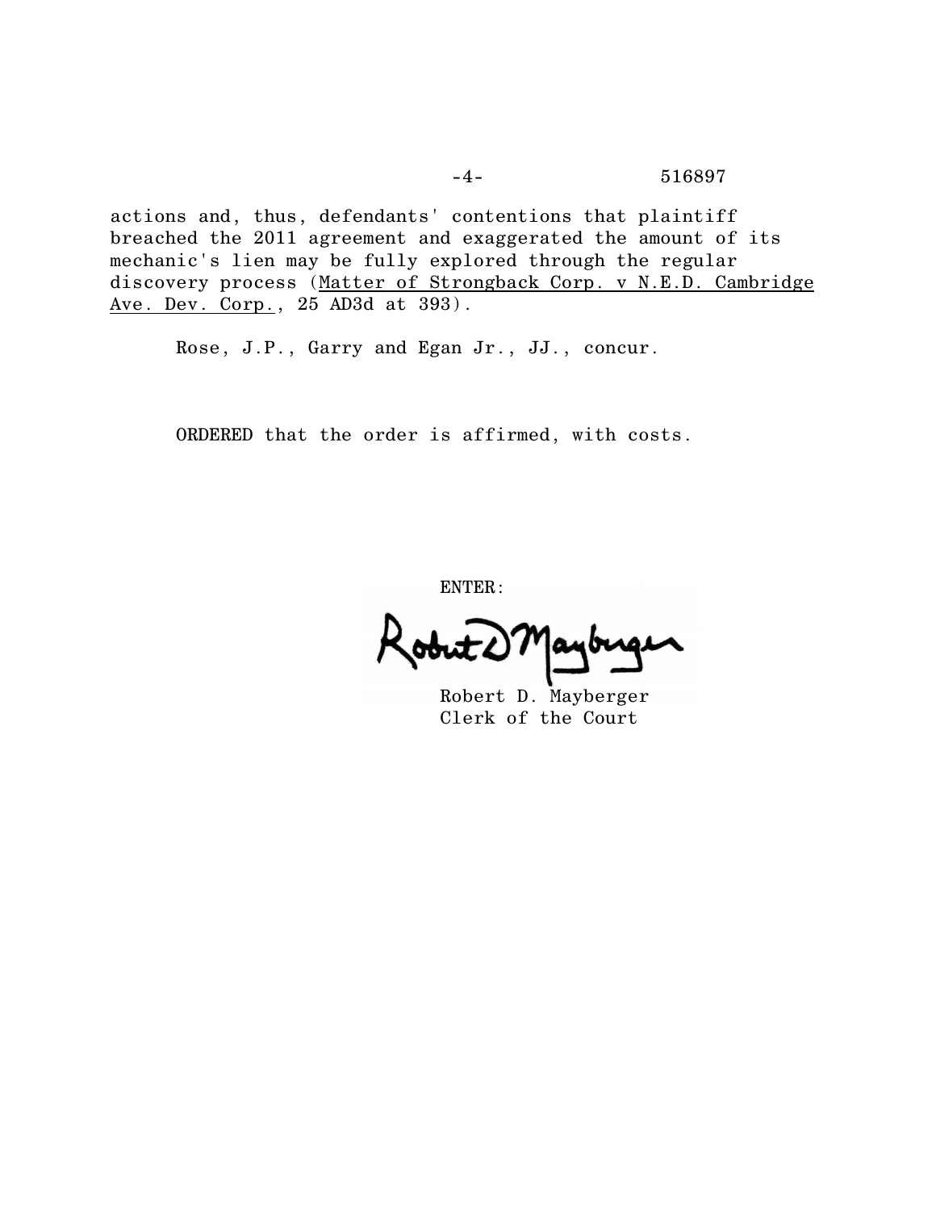actions and, thus, defendants' contentions that plaintiff breached the 2011 agreement and exaggerated the amount of its mechanic's lien may be fully explored through the regular discovery process (Matter of Strongback Corp. v N.E.D. Cambridge Ave. Dev. Corp., 25 AD3d at 393).

Rose, J.P., Garry and Egan Jr., JJ., concur.

ORDERED that the order is affirmed, with costs.

ENTER:

Robert D. Mayberger
Clerk of the Court